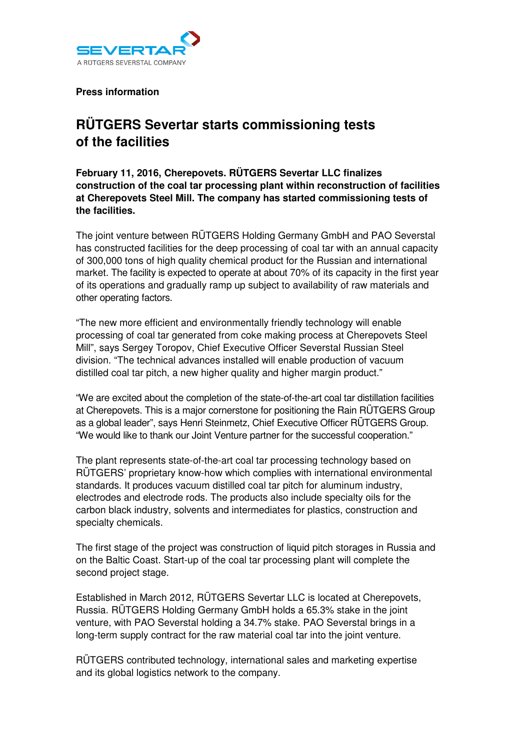SEVERTAR
A RUTGERS SEVERSTAL COMPANY

**Press information**

# RÜTGERS Severtar starts commissioning tests of the facilities

**February 11, 2016, Cherepovets. RÜTGERS Severtar LLC finalizes construction of the coal tar processing plant within reconstruction of facilities at Cherepovets Steel Mill. The company has started commissioning tests of the facilities.**

The joint venture between RÜTGERS Holding Germany GmbH and PAO Severstal has constructed facilities for the deep processing of coal tar with an annual capacity of 300,000 tons of high quality chemical product for the Russian and international market. The facility is expected to operate at about 70% of its capacity in the first year of its operations and gradually ramp up subject to availability of raw materials and other operating factors.

"The new more efficient and environmentally friendly technology will enable processing of coal tar generated from coke making process at Cherepovets Steel Mill", says Sergey Toropov, Chief Executive Officer Severstal Russian Steel division. "The technical advances installed will enable production of vacuum distilled coal tar pitch, a new higher quality and higher margin product."

"We are excited about the completion of the state-of-the-art coal tar distillation facilities at Cherepovets. This is a major cornerstone for positioning the Rain RÜTGERS Group as a global leader", says Henri Steinmetz, Chief Executive Officer RÜTGERS Group. "We would like to thank our Joint Venture partner for the successful cooperation."

The plant represents state-of-the-art coal tar processing technology based on RÜTGERS' proprietary know-how which complies with international environmental standards. It produces vacuum distilled coal tar pitch for aluminum industry, electrodes and electrode rods. The products also include specialty oils for the carbon black industry, solvents and intermediates for plastics, construction and specialty chemicals.

The first stage of the project was construction of liquid pitch storages in Russia and on the Baltic Coast. Start-up of the coal tar processing plant will complete the second project stage.

Established in March 2012, RÜTGERS Severtar LLC is located at Cherepovets, Russia. RÜTGERS Holding Germany GmbH holds a 65.3% stake in the joint venture, with PAO Severstal holding a 34.7% stake. PAO Severstal brings in a long-term supply contract for the raw material coal tar into the joint venture.

RÜTGERS contributed technology, international sales and marketing expertise and its global logistics network to the company.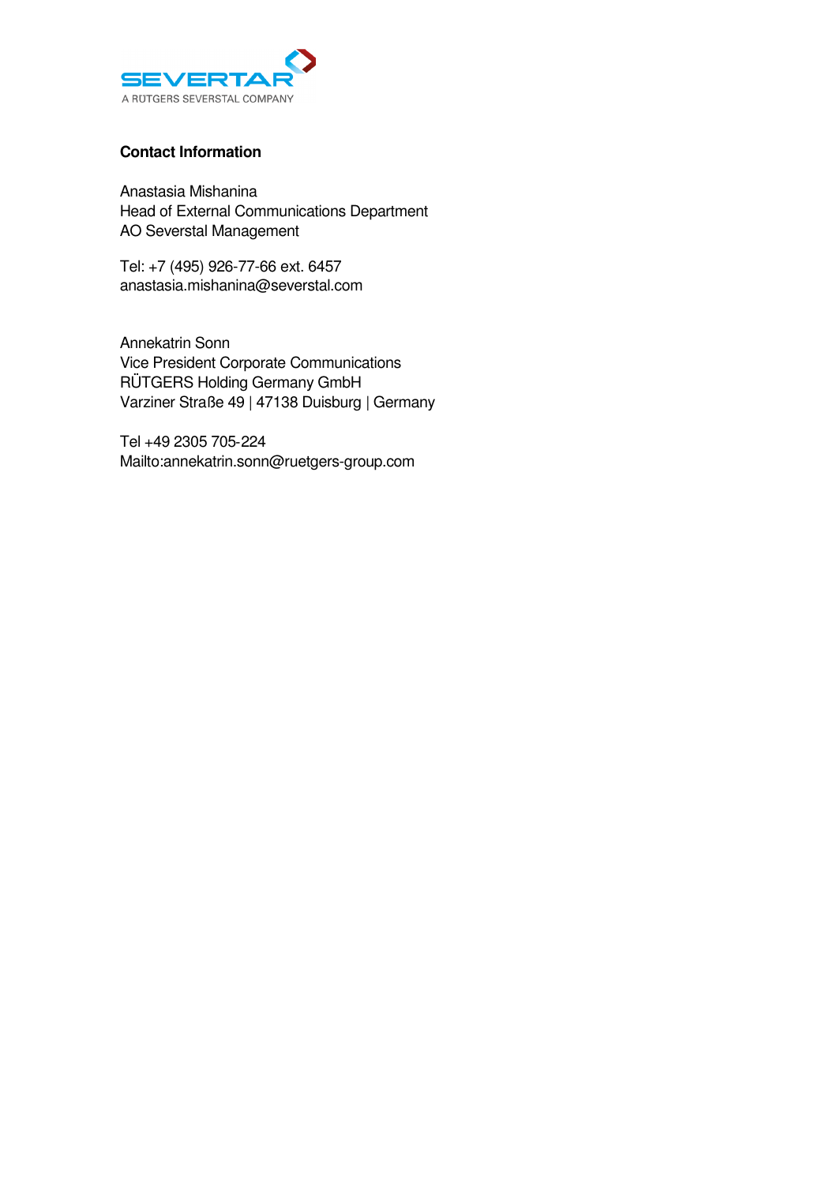SEVERTAR

A RUTGERS SEVERSTAL COMPANY

**Contact Information**

Anastasia Mishanina
Head of External Communications Department
AO Severstal Management

Tel: +7 (495) 926-77-66 ext. 6457
anastasia.mishanina@severstal.com

Annekatrin Sonn
Vice President Corporate Communications
RÜTGERS Holding Germany GmbH
Varziner Straße 49 | 47138 Duisburg | Germany

Tel +49 2305 705-224
Mailto:annekatrin.sonn@ruetgers-group.com